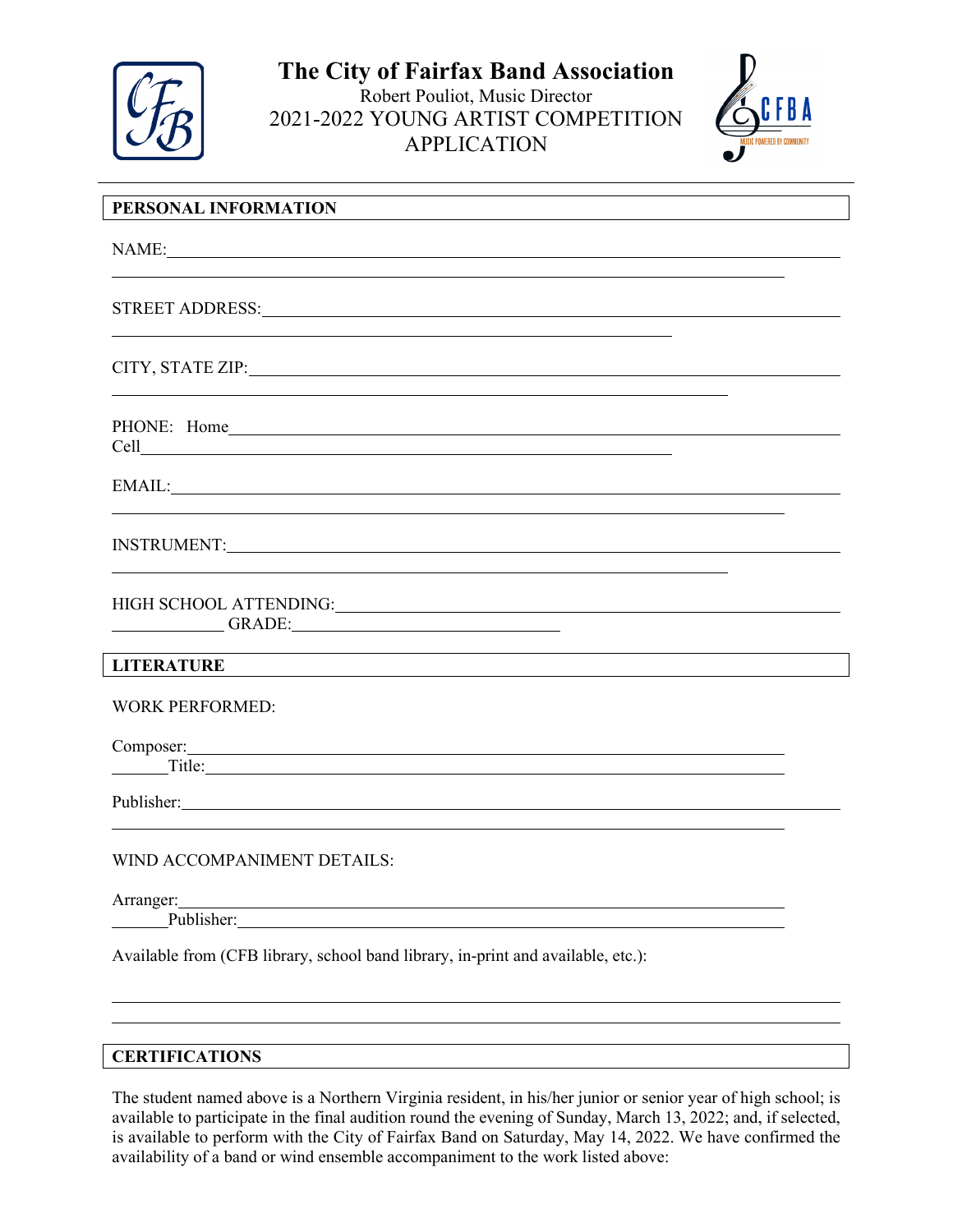# The City of Fairfax Band Association

Robert Pouliot, Music Director

2021-2022 YOUNG ARTIST COMPETITION APPLICATION

## PERSONAL INFORMATION

NAME: ______________________________

STREET ADDRESS: ______________________________

CITY, STATE ZIP: ______________________________

PHONE: Home ______________________________ Cell ______________________________

EMAIL: ______________________________

INSTRUMENT: ______________________________

HIGH SCHOOL ATTENDING: ______________________________ GRADE: ______________

## LITERATURE

WORK PERFORMED:

Composer: ______________________________ Title: ______________________________

Publisher: ______________________________

WIND ACCOMPANIMENT DETAILS:

Arranger: ______________________________ Publisher: ______________________________

Available from (CFB library, school band library, in-print and available, etc.):

______________________________

______________________________

## CERTIFICATIONS

The student named above is a Northern Virginia resident, in his/her junior or senior year of high school; is available to participate in the final audition round the evening of Sunday, March 13, 2022; and, if selected, is available to perform with the City of Fairfax Band on Saturday, May 14, 2022. We have confirmed the availability of a band or wind ensemble accompaniment to the work listed above: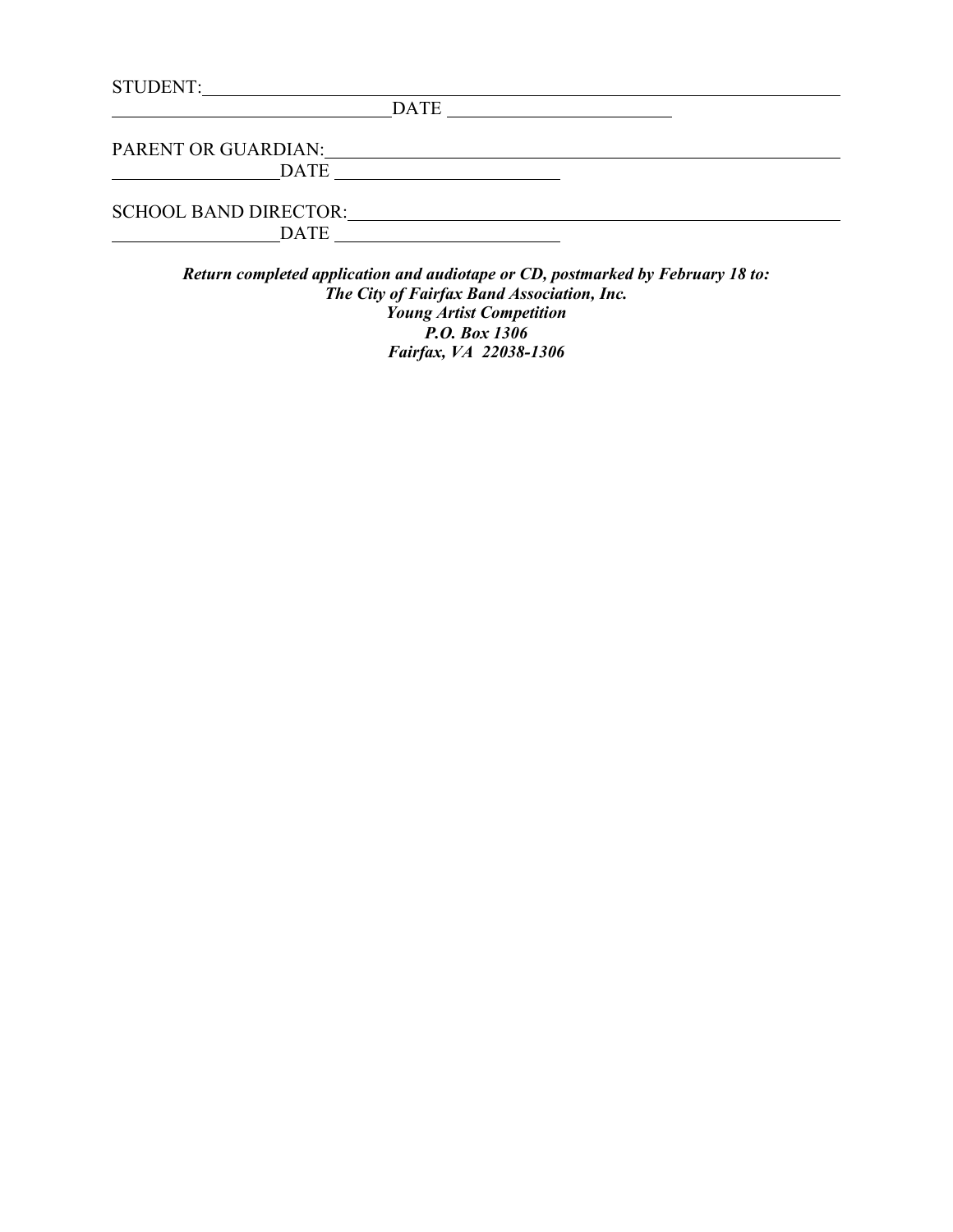STUDENT: ______________________________________________________________

______________________________ DATE ________________________

PARENT OR GUARDIAN: ______________________________________________

__________________ DATE ________________________

SCHOOL BAND DIRECTOR: ____________________________________________

__________________ DATE ________________________

***Return completed application and audiotape or CD, postmarked by February 18 to:***
***The City of Fairfax Band Association, Inc.***
***Young Artist Competition***
***P.O. Box 1306***
***Fairfax, VA 22038-1306***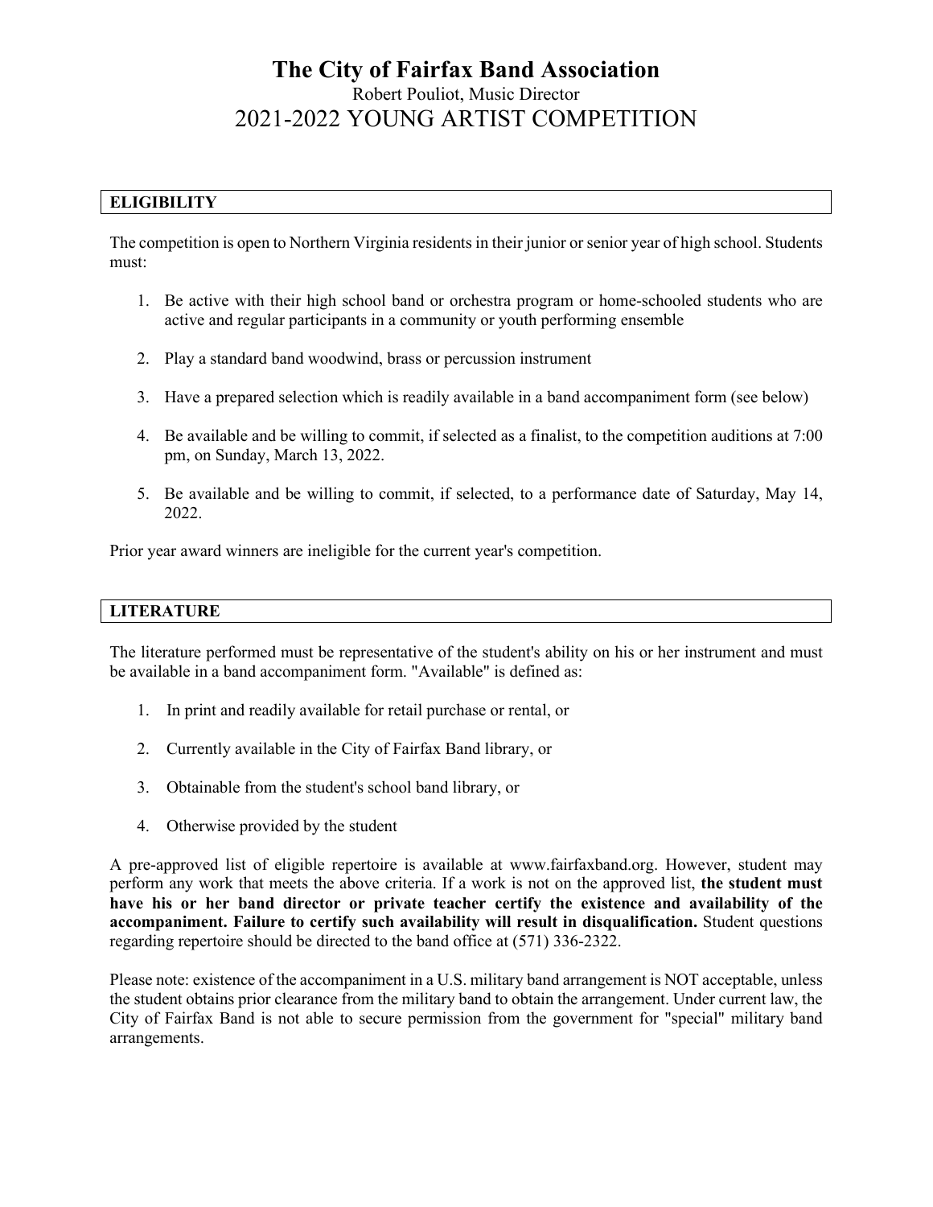# The City of Fairfax Band Association

Robert Pouliot, Music Director

## 2021-2022 YOUNG ARTIST COMPETITION

### ELIGIBILITY

The competition is open to Northern Virginia residents in their junior or senior year of high school. Students must:

1. Be active with their high school band or orchestra program or home-schooled students who are active and regular participants in a community or youth performing ensemble

2. Play a standard band woodwind, brass or percussion instrument

3. Have a prepared selection which is readily available in a band accompaniment form (see below)

4. Be available and be willing to commit, if selected as a finalist, to the competition auditions at 7:00 pm, on Sunday, March 13, 2022.

5. Be available and be willing to commit, if selected, to a performance date of Saturday, May 14, 2022.

Prior year award winners are ineligible for the current year's competition.

### LITERATURE

The literature performed must be representative of the student's ability on his or her instrument and must be available in a band accompaniment form. "Available" is defined as:

1. In print and readily available for retail purchase or rental, or

2. Currently available in the City of Fairfax Band library, or

3. Obtainable from the student's school band library, or

4. Otherwise provided by the student

A pre-approved list of eligible repertoire is available at www.fairfaxband.org. However, student may perform any work that meets the above criteria. If a work is not on the approved list, **the student must have his or her band director or private teacher certify the existence and availability of the accompaniment. Failure to certify such availability will result in disqualification.** Student questions regarding repertoire should be directed to the band office at (571) 336-2322.

Please note: existence of the accompaniment in a U.S. military band arrangement is NOT acceptable, unless the student obtains prior clearance from the military band to obtain the arrangement. Under current law, the City of Fairfax Band is not able to secure permission from the government for "special" military band arrangements.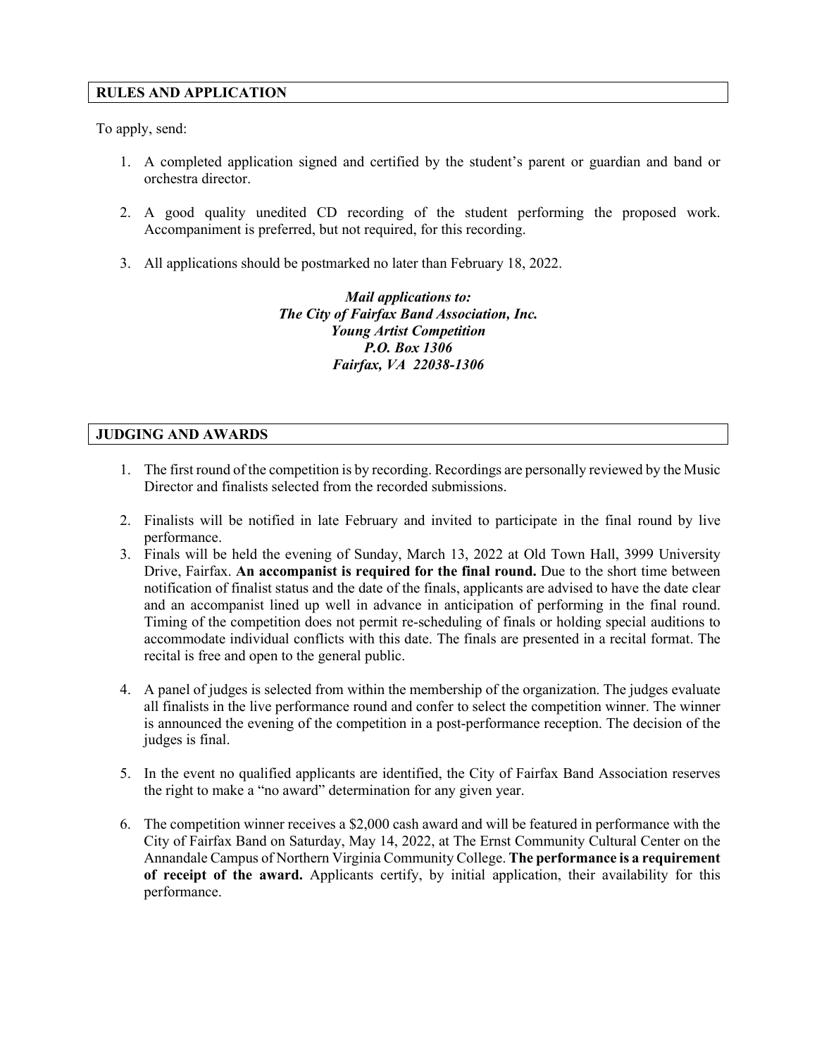## RULES AND APPLICATION

To apply, send:

1. A completed application signed and certified by the student's parent or guardian and band or orchestra director.

2. A good quality unedited CD recording of the student performing the proposed work. Accompaniment is preferred, but not required, for this recording.

3. All applications should be postmarked no later than February 18, 2022.

***Mail applications to:***
***The City of Fairfax Band Association, Inc.***
***Young Artist Competition***
***P.O. Box 1306***
***Fairfax, VA 22038-1306***

## JUDGING AND AWARDS

1. The first round of the competition is by recording. Recordings are personally reviewed by the Music Director and finalists selected from the recorded submissions.

2. Finalists will be notified in late February and invited to participate in the final round by live performance.

3. Finals will be held the evening of Sunday, March 13, 2022 at Old Town Hall, 3999 University Drive, Fairfax. **An accompanist is required for the final round.** Due to the short time between notification of finalist status and the date of the finals, applicants are advised to have the date clear and an accompanist lined up well in advance in anticipation of performing in the final round. Timing of the competition does not permit re-scheduling of finals or holding special auditions to accommodate individual conflicts with this date. The finals are presented in a recital format. The recital is free and open to the general public.

4. A panel of judges is selected from within the membership of the organization. The judges evaluate all finalists in the live performance round and confer to select the competition winner. The winner is announced the evening of the competition in a post-performance reception. The decision of the judges is final.

5. In the event no qualified applicants are identified, the City of Fairfax Band Association reserves the right to make a "no award" determination for any given year.

6. The competition winner receives a $2,000 cash award and will be featured in performance with the City of Fairfax Band on Saturday, May 14, 2022, at The Ernst Community Cultural Center on the Annandale Campus of Northern Virginia Community College. **The performance is a requirement of receipt of the award.** Applicants certify, by initial application, their availability for this performance.